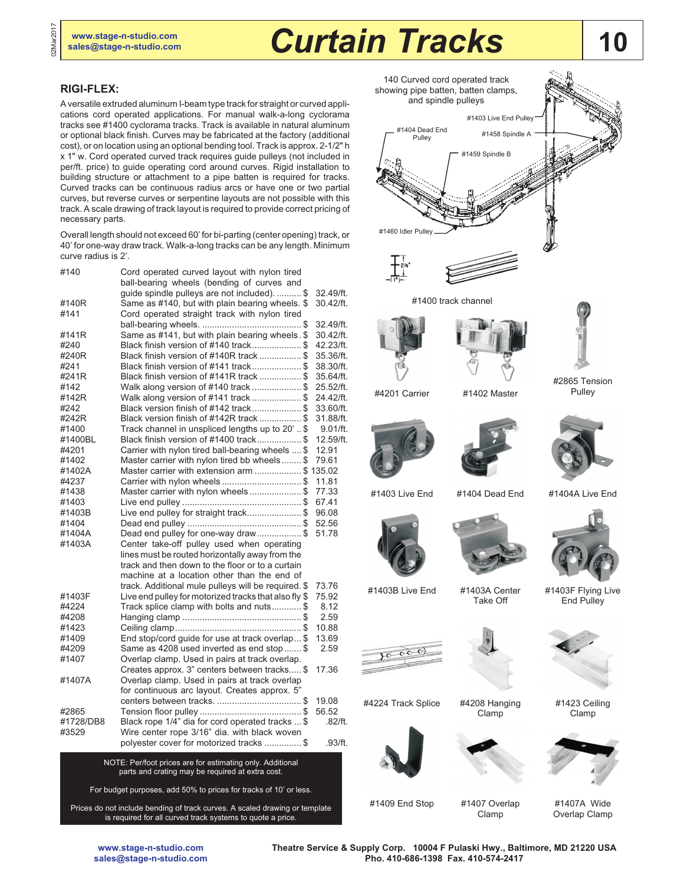# Curtain Tracks

## RIGI-FLEX:

A versatile extruded aluminum I-beam type track for straight or curved applications cord operated applications. For manual walk-a-long cyclorama tracks see #1400 cyclorama tracks. Track is available in natural aluminum or optional black finish. Curves may be fabricated at the factory (additional cost), or on location using an optional bending tool. Track is approx. 2-1/2" h x 1" w. Cord operated curved track requires guide pulleys (not included in per/ft. price) to guide operating cord around curves. Rigid installation to building structure or attachment to a pipe batten is required for tracks. Curved tracks can be continuous radius arcs or have one or two partial curves, but reverse curves or serpentine layouts are not possible with this track. A scale drawing of track layout is required to provide correct pricing of necessary parts.

Overall length should not exceed 60' for bi-parting (center opening) track, or 40' for one-way draw track. Walk-a-long tracks can be any length. Minimum curve radius is 2'.

| Item | Description | Price |
|---|---|---|
| #140 | Cord operated curved layout with nylon tired ball-bearing wheels (bending of curves and guide spindle pulleys are not included). | $ 32.49/ft. |
| #140R | Same as #140, but with plain bearing wheels. | $ 30.42/ft. |
| #141 | Cord operated straight track with nylon tired ball-bearing wheels. | $ 32.49/ft. |
| #141R | Same as #141, but with plain bearing wheels | $ 30.42/ft. |
| #240 | Black finish version of #140 track | $ 42.23/ft. |
| #240R | Black finish version of #140R track | $ 35.36/ft. |
| #241 | Black finish version of #141 track | $ 38.30/ft. |
| #241R | Black finish version of #141R track | $ 35.64/ft. |
| #142 | Walk along version of #140 track | $ 25.52/ft. |
| #142R | Walk along version of #141 track | $ 24.42/ft. |
| #242 | Black version finish of #142 track | $ 33.60/ft. |
| #242R | Black version finish of #142R track | $ 31.88/ft. |
| #1400 | Track channel in unspliced lengths up to 20' | $ 9.01/ft. |
| #1400BL | Black finish version of #1400 track | $ 12.59/ft. |
| #4201 | Carrier with nylon tired ball-bearing wheels | $ 12.91 |
| #1402 | Master carrier with nylon tired bb wheels | $ 79.61 |
| #1402A | Master carrier with extension arm | $ 135.02 |
| #4237 | Carrier with nylon wheels | $ 11.81 |
| #1438 | Master carrier with nylon wheels | $ 77.33 |
| #1403 | Live end pulley | $ 67.41 |
| #1403B | Live end pulley for straight track | $ 96.08 |
| #1404 | Dead end pulley | $ 52.56 |
| #1404A | Dead end pulley for one-way draw | $ 51.78 |
| #1403A | Center take-off pulley used when operating lines must be routed horizontally away from the track and then down to the floor or to a curtain machine at a location other than the end of track. Additional mule pulleys will be required. | $ 73.76 |
| #1403F | Live end pulley for motorized tracks that also fly | $ 75.92 |
| #4224 | Track splice clamp with bolts and nuts | $ 8.12 |
| #4208 | Hanging clamp | $ 2.59 |
| #1423 | Ceiling clamp | $ 10.88 |
| #1409 | End stop/cord guide for use at track overlap | $ 13.69 |
| #4209 | Same as 4208 used inverted as end stop | $ 2.59 |
| #1407 | Overlap clamp. Used in pairs at track overlap. Creates approx. 3" centers between tracks. | $ 17.36 |
| #1407A | Overlap clamp. Used in pairs at track overlap for continuous arc layout. Creates approx. 5" centers between tracks. | $ 19.08 |
| #2865 | Tension floor pulley | $ 56.52 |
| #1728/DB8 | Black rope 1/4" dia for cord operated tracks | $ .82/ft. |
| #3529 | Wire center rope 3/16" dia. with black woven polyester cover for motorized tracks | $ .93/ft. |

NOTE: Per/foot prices are for estimating only. Additional parts and crating may be required at extra cost.

For budget purposes, add 50% to prices for tracks of 10' or less.

Prices do not include bending of track curves. A scaled drawing or template is required for all curved track systems to quote a price.

140 Curved cord operated track showing pipe batten, batten clamps, and spindle pulleys

#1403 Live End Pulley — #1404 Dead End Pulley — #1458 Spindle A — #1459 Spindle B — #1460 Idler Pulley

#1400 track channel

#4201 Carrier — #1402 Master — #2865 Tension Pulley

#1403 Live End — #1404 Dead End — #1404A Live End

#1403B Live End — #1403A Center Take Off — #1403F Flying Live End Pulley

#4224 Track Splice — #4208 Hanging Clamp — #1423 Ceiling Clamp

#1409 End Stop — #1407 Overlap Clamp — #1407A Wide Overlap Clamp

www.stage-n-studio.com
sales@stage-n-studio.com

Theatre Service & Supply Corp. 10004 F Pulaski Hwy., Baltimore, MD 21220 USA
Pho. 410-686-1398 Fax. 410-574-2417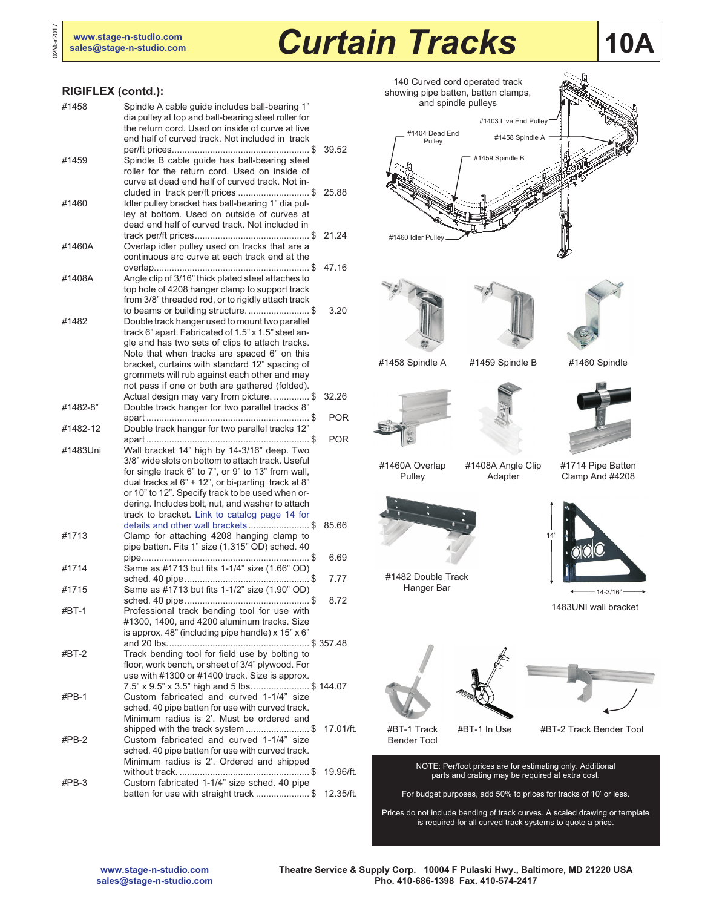# Curtain Tracks

## 10A

### RIGIFLEX (contd.):

| | | |
|---|---|---|
| #1458 | Spindle A cable guide includes ball-bearing 1" dia pulley at top and ball-bearing steel roller for the return cord. Used on inside of curve at live end half of curved track. Not included in track per/ft prices | $ 39.52 |
| #1459 | Spindle B cable guide has ball-bearing steel roller for the return cord. Used on inside of curve at dead end half of curved track. Not included in track per/ft prices | $ 25.88 |
| #1460 | Idler pulley bracket has ball-bearing 1" dia pulley at bottom. Used on outside of curves at dead end half of curved track. Not included in track per/ft prices | $ 21.24 |
| #1460A | Overlap idler pulley used on tracks that are a continuous arc curve at each track end at the overlap | $ 47.16 |
| #1408A | Angle clip of 3/16" thick plated steel attaches to top hole of 4208 hanger clamp to support track from 3/8" threaded rod, or to rigidly attach track to beams or building structure | $ 3.20 |
| #1482 | Double track hanger used to mount two parallel track 6" apart. Fabricated of 1.5" x 1.5" steel angle and has two sets of clips to attach tracks. Note that when tracks are spaced 6" on this bracket, curtains with standard 12" spacing of grommets will rub against each other and may not pass if one or both are gathered (folded). Actual design may vary from picture | $ 32.26 |
| #1482-8" | Double track hanger for two parallel tracks 8" apart | $ POR |
| #1482-12 | Double track hanger for two parallel tracks 12" apart | $ POR |
| #1483Uni | Wall bracket 14" high by 14-3/16" deep. Two 3/8" wide slots on bottom to attach track. Useful for single track 6" to 7", or 9" to 13" from wall, dual tracks at 6" + 12", or bi-parting track at 8" or 10" to 12". Specify track to be used when ordering. Includes bolt, nut, and washer to attach track to bracket. Link to catalog page 14 for details and other wall brackets | $ 85.66 |
| #1713 | Clamp for attaching 4208 hanging clamp to pipe batten. Fits 1" size (1.315" OD) sched. 40 pipe | $ 6.69 |
| #1714 | Same as #1713 but fits 1-1/4" size (1.66" OD) sched. 40 pipe | $ 7.77 |
| #1715 | Same as #1713 but fits 1-1/2" size (1.90" OD) sched. 40 pipe | $ 8.72 |
| #BT-1 | Professional track bending tool for use with #1300, 1400, and 4200 aluminum tracks. Size is approx. 48" (including pipe handle) x 15" x 6" and 20 lbs | $ 357.48 |
| #BT-2 | Track bending tool for field use by bolting to floor, work bench, or sheet of 3/4" plywood. For use with #1300 or #1400 track. Size is approx. 7.5" x 9.5" x 3.5" high and 5 lbs | $ 144.07 |
| #PB-1 | Custom fabricated and curved 1-1/4" size sched. 40 pipe batten for use with curved track. Minimum radius is 2'. Must be ordered and shipped with the track system | $ 17.01/ft. |
| #PB-2 | Custom fabricated and curved 1-1/4" size sched. 40 pipe batten for use with curved track. Minimum radius is 2'. Ordered and shipped without track | $ 19.96/ft. |
| #PB-3 | Custom fabricated 1-1/4" size sched. 40 pipe batten for use with straight track | $ 12.35/ft. |

140 Curved cord operated track showing pipe batten, batten clamps, and spindle pulleys

#1403 Live End Pulley
#1404 Dead End Pulley
#1458 Spindle A
#1459 Spindle B
#1460 Idler Pulley

#1458 Spindle A

#1459 Spindle B

#1460 Spindle

#1460A Overlap Pulley

#1408A Angle Clip Adapter

#1714 Pipe Batten Clamp And #4208

#1482 Double Track Hanger Bar

14"
14-3/16"

1483UNI wall bracket

#BT-1 Track Bender Tool

#BT-1 In Use

#BT-2 Track Bender Tool

NOTE: Per/foot prices are for estimating only. Additional parts and crating may be required at extra cost.

For budget purposes, add 50% to prices for tracks of 10' or less.

Prices do not include bending of track curves. A scaled drawing or template is required for all curved track systems to quote a price.